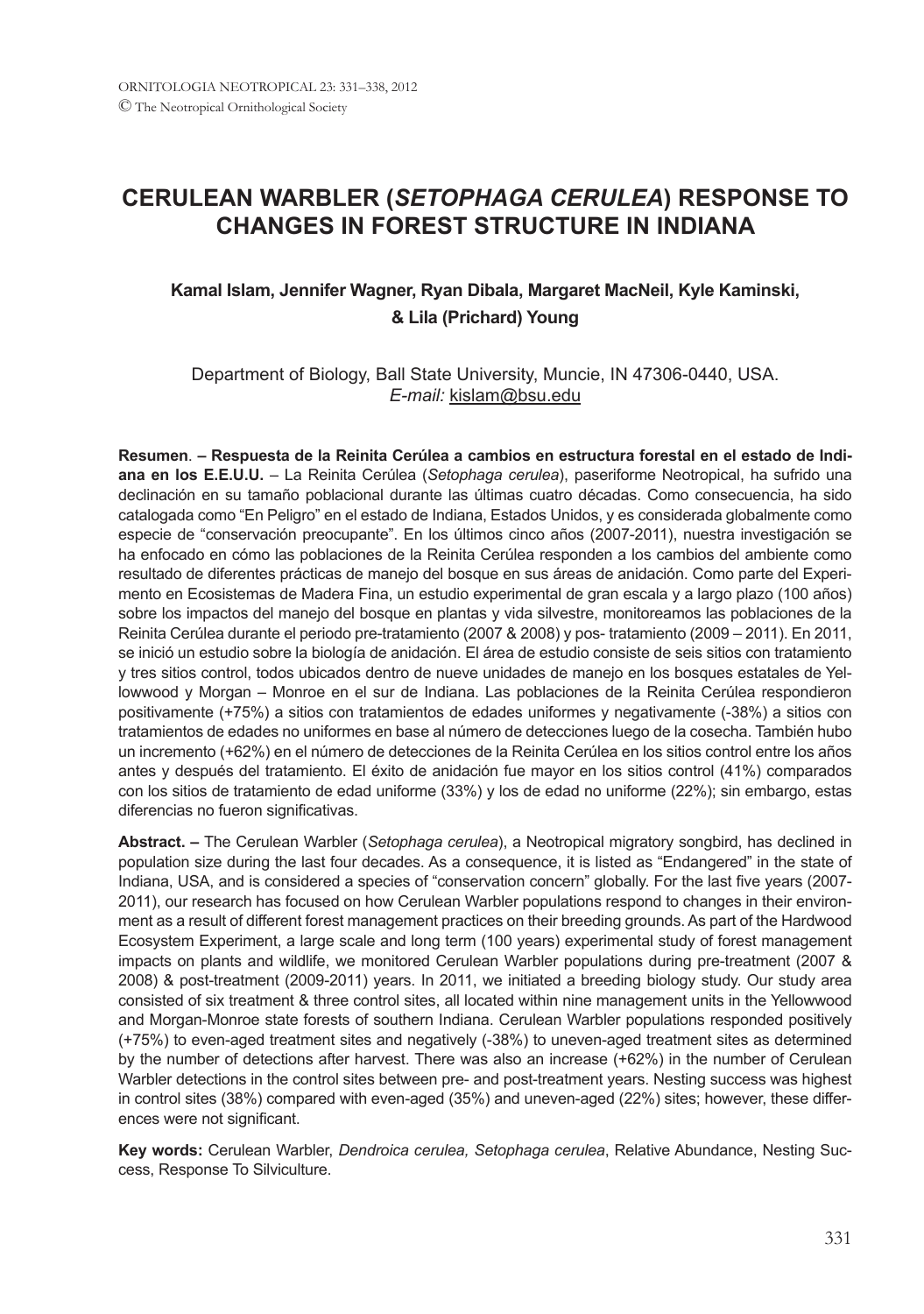# CERULEAN WARBLER (*SETOPHAGA CERULEA*) RESPONSE TO CHANGES IN FOREST STRUCTURE IN INDIANA

**Kamal Islam, Jennifer Wagner, Ryan Dibala, Margaret MacNeil, Kyle Kaminski, & Lila (Prichard) Young**

Department of Biology, Ball State University, Muncie, IN 47306-0440, USA.
*E-mail:* kislam@bsu.edu

**Resumen**. **– Respuesta de la Reinita Cerúlea a cambios en estructura forestal en el estado de Indiana en los E.E.U.U.** – La Reinita Cerúlea (*Setophaga cerulea*), paseriforme Neotropical, ha sufrido una declinación en su tamaño poblacional durante las últimas cuatro décadas. Como consecuencia, ha sido catalogada como "En Peligro" en el estado de Indiana, Estados Unidos, y es considerada globalmente como especie de "conservación preocupante". En los últimos cinco años (2007-2011), nuestra investigación se ha enfocado en cómo las poblaciones de la Reinita Cerúlea responden a los cambios del ambiente como resultado de diferentes prácticas de manejo del bosque en sus áreas de anidación. Como parte del Experimento en Ecosistemas de Madera Fina, un estudio experimental de gran escala y a largo plazo (100 años) sobre los impactos del manejo del bosque en plantas y vida silvestre, monitoreamos las poblaciones de la Reinita Cerúlea durante el periodo pre-tratamiento (2007 & 2008) y pos- tratamiento (2009 – 2011). En 2011, se inició un estudio sobre la biología de anidación. El área de estudio consiste de seis sitios con tratamiento y tres sitios control, todos ubicados dentro de nueve unidades de manejo en los bosques estatales de Yellowwood y Morgan – Monroe en el sur de Indiana. Las poblaciones de la Reinita Cerúlea respondieron positivamente (+75%) a sitios con tratamientos de edades uniformes y negativamente (-38%) a sitios con tratamientos de edades no uniformes en base al número de detecciones luego de la cosecha. También hubo un incremento (+62%) en el número de detecciones de la Reinita Cerúlea en los sitios control entre los años antes y después del tratamiento. El éxito de anidación fue mayor en los sitios control (41%) comparados con los sitios de tratamiento de edad uniforme (33%) y los de edad no uniforme (22%); sin embargo, estas diferencias no fueron significativas.

**Abstract. –** The Cerulean Warbler (*Setophaga cerulea*), a Neotropical migratory songbird, has declined in population size during the last four decades. As a consequence, it is listed as "Endangered" in the state of Indiana, USA, and is considered a species of "conservation concern" globally. For the last five years (2007-2011), our research has focused on how Cerulean Warbler populations respond to changes in their environment as a result of different forest management practices on their breeding grounds. As part of the Hardwood Ecosystem Experiment, a large scale and long term (100 years) experimental study of forest management impacts on plants and wildlife, we monitored Cerulean Warbler populations during pre-treatment (2007 & 2008) & post-treatment (2009-2011) years. In 2011, we initiated a breeding biology study. Our study area consisted of six treatment & three control sites, all located within nine management units in the Yellowwood and Morgan-Monroe state forests of southern Indiana. Cerulean Warbler populations responded positively (+75%) to even-aged treatment sites and negatively (-38%) to uneven-aged treatment sites as determined by the number of detections after harvest. There was also an increase (+62%) in the number of Cerulean Warbler detections in the control sites between pre- and post-treatment years. Nesting success was highest in control sites (38%) compared with even-aged (35%) and uneven-aged (22%) sites; however, these differences were not significant.

**Key words:** Cerulean Warbler, *Dendroica cerulea, Setophaga cerulea*, Relative Abundance, Nesting Success, Response To Silviculture.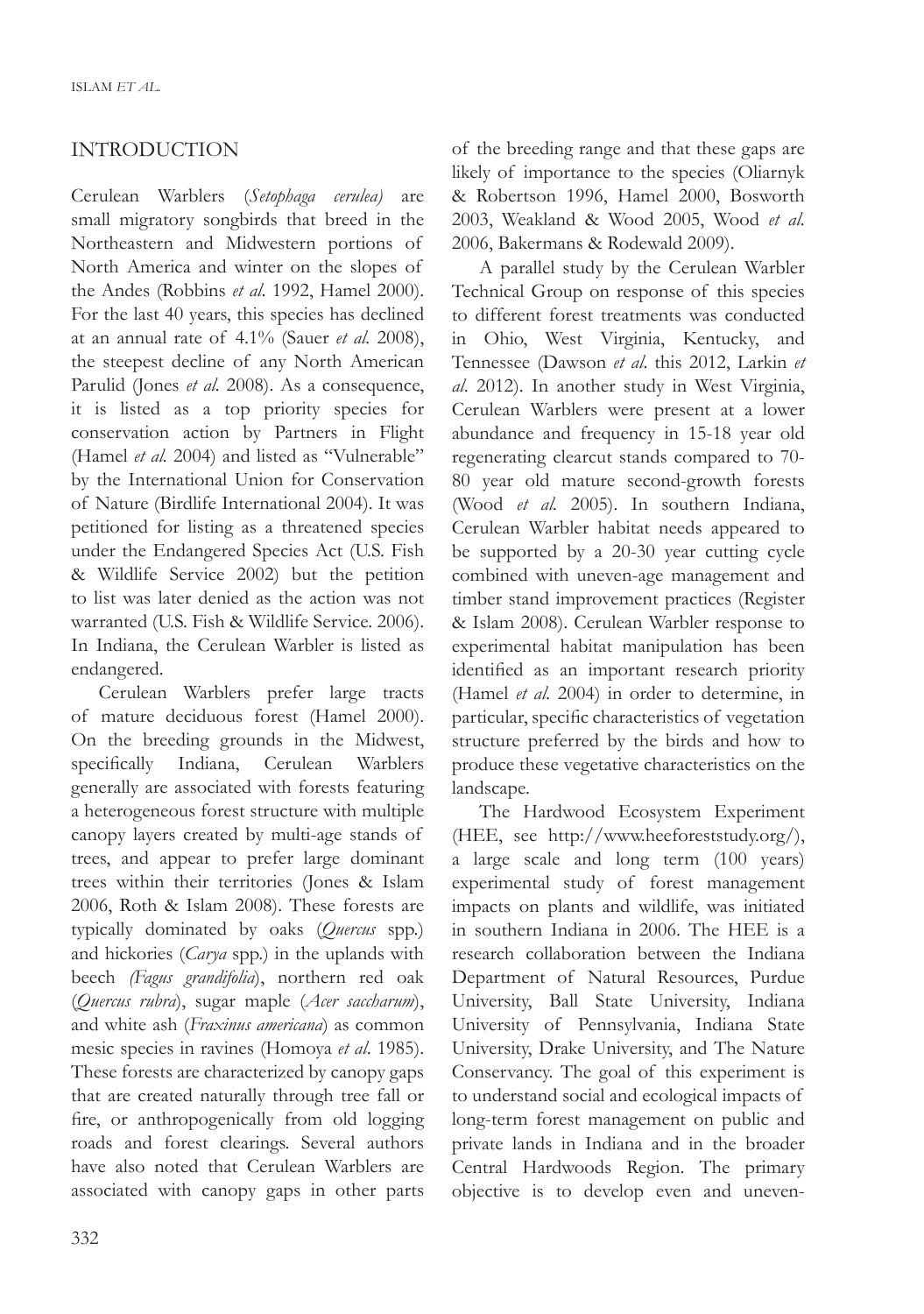## INTRODUCTION

Cerulean Warblers (*Setophaga cerulea)* are small migratory songbirds that breed in the Northeastern and Midwestern portions of North America and winter on the slopes of the Andes (Robbins *et al*. 1992, Hamel 2000). For the last 40 years, this species has declined at an annual rate of 4.1% (Sauer *et al*. 2008), the steepest decline of any North American Parulid (Jones *et al*. 2008). As a consequence, it is listed as a top priority species for conservation action by Partners in Flight (Hamel *et al.* 2004) and listed as "Vulnerable" by the International Union for Conservation of Nature (Birdlife International 2004). It was petitioned for listing as a threatened species under the Endangered Species Act (U.S. Fish & Wildlife Service 2002) but the petition to list was later denied as the action was not warranted (U.S. Fish & Wildlife Service. 2006). In Indiana, the Cerulean Warbler is listed as endangered.

Cerulean Warblers prefer large tracts of mature deciduous forest (Hamel 2000). On the breeding grounds in the Midwest, specifically Indiana, Cerulean Warblers generally are associated with forests featuring a heterogeneous forest structure with multiple canopy layers created by multi-age stands of trees, and appear to prefer large dominant trees within their territories (Jones & Islam 2006, Roth & Islam 2008). These forests are typically dominated by oaks (*Quercus* spp.) and hickories (*Carya* spp.) in the uplands with beech *(Fagus grandifolia*), northern red oak (*Quercus rubra*), sugar maple (*Acer saccharum*), and white ash (*Fraxinus americana*) as common mesic species in ravines (Homoya *et al*. 1985). These forests are characterized by canopy gaps that are created naturally through tree fall or fire, or anthropogenically from old logging roads and forest clearings. Several authors have also noted that Cerulean Warblers are associated with canopy gaps in other parts of the breeding range and that these gaps are likely of importance to the species (Oliarnyk & Robertson 1996, Hamel 2000, Bosworth 2003, Weakland & Wood 2005, Wood *et al.* 2006, Bakermans & Rodewald 2009).

A parallel study by the Cerulean Warbler Technical Group on response of this species to different forest treatments was conducted in Ohio, West Virginia, Kentucky, and Tennessee (Dawson *et al*. this 2012, Larkin *et al*. 2012). In another study in West Virginia, Cerulean Warblers were present at a lower abundance and frequency in 15-18 year old regenerating clearcut stands compared to 70-80 year old mature second-growth forests (Wood *et al.* 2005). In southern Indiana, Cerulean Warbler habitat needs appeared to be supported by a 20-30 year cutting cycle combined with uneven-age management and timber stand improvement practices (Register & Islam 2008). Cerulean Warbler response to experimental habitat manipulation has been identified as an important research priority (Hamel *et al.* 2004) in order to determine, in particular, specific characteristics of vegetation structure preferred by the birds and how to produce these vegetative characteristics on the landscape.

The Hardwood Ecosystem Experiment (HEE, see http://www.heeforeststudy.org/), a large scale and long term (100 years) experimental study of forest management impacts on plants and wildlife, was initiated in southern Indiana in 2006. The HEE is a research collaboration between the Indiana Department of Natural Resources, Purdue University, Ball State University, Indiana University of Pennsylvania, Indiana State University, Drake University, and The Nature Conservancy. The goal of this experiment is to understand social and ecological impacts of long-term forest management on public and private lands in Indiana and in the broader Central Hardwoods Region. The primary objective is to develop even and uneven-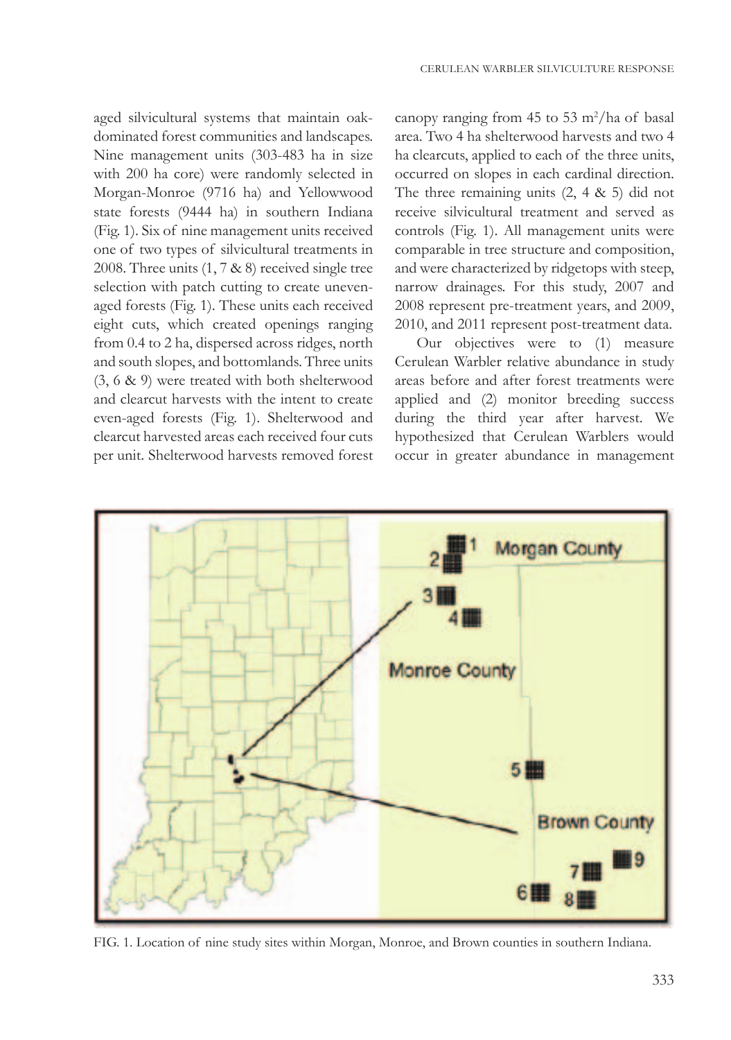aged silvicultural systems that maintain oak-dominated forest communities and landscapes. Nine management units (303-483 ha in size with 200 ha core) were randomly selected in Morgan-Monroe (9716 ha) and Yellowwood state forests (9444 ha) in southern Indiana (Fig. 1). Six of nine management units received one of two types of silvicultural treatments in 2008. Three units (1, 7 & 8) received single tree selection with patch cutting to create uneven-aged forests (Fig. 1). These units each received eight cuts, which created openings ranging from 0.4 to 2 ha, dispersed across ridges, north and south slopes, and bottomlands. Three units (3, 6 & 9) were treated with both shelterwood and clearcut harvests with the intent to create even-aged forests (Fig. 1). Shelterwood and clearcut harvested areas each received four cuts per unit. Shelterwood harvests removed forest canopy ranging from 45 to 53 $m^2$/ha of basal area. Two 4 ha shelterwood harvests and two 4 ha clearcuts, applied to each of the three units, occurred on slopes in each cardinal direction. The three remaining units (2, 4 & 5) did not receive silvicultural treatment and served as controls (Fig. 1). All management units were comparable in tree structure and composition, and were characterized by ridgetops with steep, narrow drainages. For this study, 2007 and 2008 represent pre-treatment years, and 2009, 2010, and 2011 represent post-treatment data.

Our objectives were to (1) measure Cerulean Warbler relative abundance in study areas before and after forest treatments were applied and (2) monitor breeding success during the third year after harvest. We hypothesized that Cerulean Warblers would occur in greater abundance in management

FIG. 1. Location of nine study sites within Morgan, Monroe, and Brown counties in southern Indiana.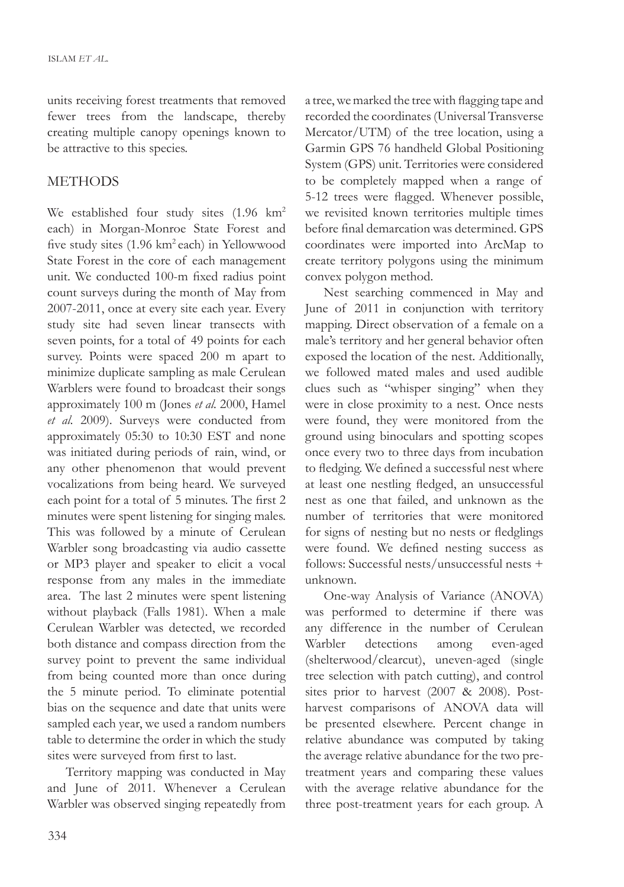units receiving forest treatments that removed fewer trees from the landscape, thereby creating multiple canopy openings known to be attractive to this species.

## METHODS

We established four study sites (1.96 km$^2$ each) in Morgan-Monroe State Forest and five study sites (1.96 km$^2$ each) in Yellowwood State Forest in the core of each management unit. We conducted 100-m fixed radius point count surveys during the month of May from 2007-2011, once at every site each year. Every study site had seven linear transects with seven points, for a total of 49 points for each survey. Points were spaced 200 m apart to minimize duplicate sampling as male Cerulean Warblers were found to broadcast their songs approximately 100 m (Jones *et al.* 2000, Hamel *et al.* 2009). Surveys were conducted from approximately 05:30 to 10:30 EST and none was initiated during periods of rain, wind, or any other phenomenon that would prevent vocalizations from being heard. We surveyed each point for a total of 5 minutes. The first 2 minutes were spent listening for singing males. This was followed by a minute of Cerulean Warbler song broadcasting via audio cassette or MP3 player and speaker to elicit a vocal response from any males in the immediate area. The last 2 minutes were spent listening without playback (Falls 1981). When a male Cerulean Warbler was detected, we recorded both distance and compass direction from the survey point to prevent the same individual from being counted more than once during the 5 minute period. To eliminate potential bias on the sequence and date that units were sampled each year, we used a random numbers table to determine the order in which the study sites were surveyed from first to last.

Territory mapping was conducted in May and June of 2011. Whenever a Cerulean Warbler was observed singing repeatedly from a tree, we marked the tree with flagging tape and recorded the coordinates (Universal Transverse Mercator/UTM) of the tree location, using a Garmin GPS 76 handheld Global Positioning System (GPS) unit. Territories were considered to be completely mapped when a range of 5-12 trees were flagged. Whenever possible, we revisited known territories multiple times before final demarcation was determined. GPS coordinates were imported into ArcMap to create territory polygons using the minimum convex polygon method.

Nest searching commenced in May and June of 2011 in conjunction with territory mapping. Direct observation of a female on a male's territory and her general behavior often exposed the location of the nest. Additionally, we followed mated males and used audible clues such as "whisper singing" when they were in close proximity to a nest. Once nests were found, they were monitored from the ground using binoculars and spotting scopes once every two to three days from incubation to fledging. We defined a successful nest where at least one nestling fledged, an unsuccessful nest as one that failed, and unknown as the number of territories that were monitored for signs of nesting but no nests or fledglings were found. We defined nesting success as follows: Successful nests/unsuccessful nests + unknown.

One-way Analysis of Variance (ANOVA) was performed to determine if there was any difference in the number of Cerulean Warbler detections among even-aged (shelterwood/clearcut), uneven-aged (single tree selection with patch cutting), and control sites prior to harvest (2007 & 2008). Post-harvest comparisons of ANOVA data will be presented elsewhere. Percent change in relative abundance was computed by taking the average relative abundance for the two pre-treatment years and comparing these values with the average relative abundance for the three post-treatment years for each group. A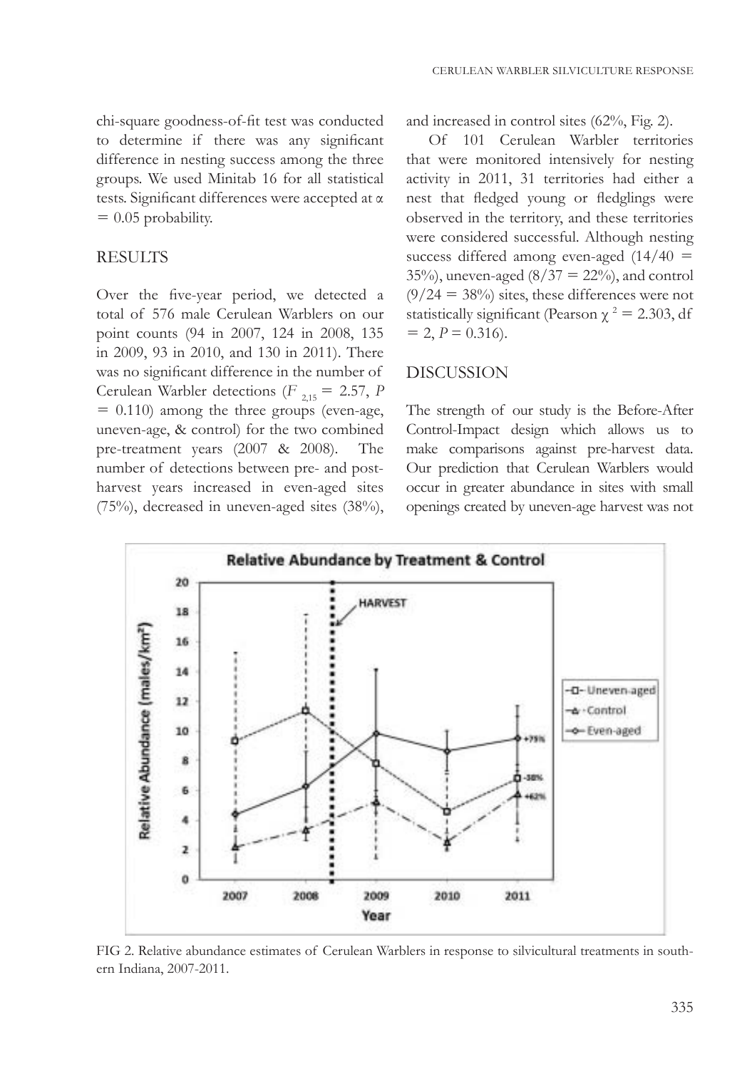chi-square goodness-of-fit test was conducted to determine if there was any significant difference in nesting success among the three groups. We used Minitab 16 for all statistical tests. Significant differences were accepted at $\alpha = 0.05$ probability.

## RESULTS

Over the five-year period, we detected a total of 576 male Cerulean Warblers on our point counts (94 in 2007, 124 in 2008, 135 in 2009, 93 in 2010, and 130 in 2011). There was no significant difference in the number of Cerulean Warbler detections ($F_{2,15} = 2.57$, $P = 0.110$) among the three groups (even-age, uneven-age, & control) for the two combined pre-treatment years (2007 & 2008). The number of detections between pre- and post-harvest years increased in even-aged sites (75%), decreased in uneven-aged sites (38%), and increased in control sites (62%, Fig. 2).

Of 101 Cerulean Warbler territories that were monitored intensively for nesting activity in 2011, 31 territories had either a nest that fledged young or fledglings were observed in the territory, and these territories were considered successful. Although nesting success differed among even-aged ($14/40 = 35\%$), uneven-aged ($8/37 = 22\%$), and control ($9/24 = 38\%$) sites, these differences were not statistically significant (Pearson $\chi^2 = 2.303$, df $= 2$, $P = 0.316$).

## DISCUSSION

The strength of our study is the Before-After Control-Impact design which allows us to make comparisons against pre-harvest data. Our prediction that Cerulean Warblers would occur in greater abundance in sites with small openings created by uneven-age harvest was not

FIG 2. Relative abundance estimates of Cerulean Warblers in response to silvicultural treatments in southern Indiana, 2007-2011.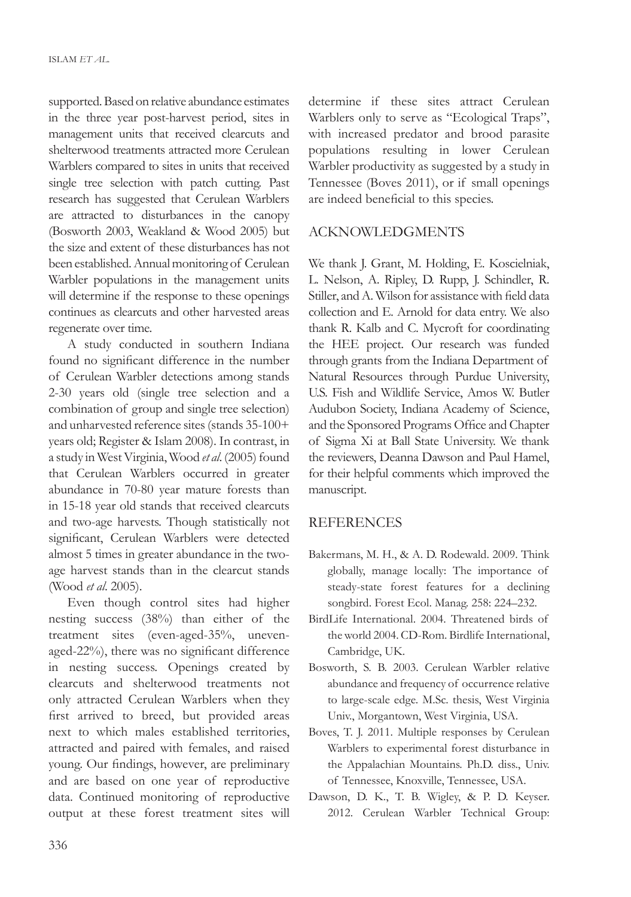supported. Based on relative abundance estimates in the three year post-harvest period, sites in management units that received clearcuts and shelterwood treatments attracted more Cerulean Warblers compared to sites in units that received single tree selection with patch cutting. Past research has suggested that Cerulean Warblers are attracted to disturbances in the canopy (Bosworth 2003, Weakland & Wood 2005) but the size and extent of these disturbances has not been established. Annual monitoring of Cerulean Warbler populations in the management units will determine if the response to these openings continues as clearcuts and other harvested areas regenerate over time.

A study conducted in southern Indiana found no significant difference in the number of Cerulean Warbler detections among stands 2-30 years old (single tree selection and a combination of group and single tree selection) and unharvested reference sites (stands 35-100+ years old; Register & Islam 2008). In contrast, in a study in West Virginia, Wood *et al.* (2005) found that Cerulean Warblers occurred in greater abundance in 70-80 year mature forests than in 15-18 year old stands that received clearcuts and two-age harvests. Though statistically not significant, Cerulean Warblers were detected almost 5 times in greater abundance in the two-age harvest stands than in the clearcut stands (Wood *et al.* 2005).

Even though control sites had higher nesting success (38%) than either of the treatment sites (even-aged-35%, uneven-aged-22%), there was no significant difference in nesting success. Openings created by clearcuts and shelterwood treatments not only attracted Cerulean Warblers when they first arrived to breed, but provided areas next to which males established territories, attracted and paired with females, and raised young. Our findings, however, are preliminary and are based on one year of reproductive data. Continued monitoring of reproductive output at these forest treatment sites will determine if these sites attract Cerulean Warblers only to serve as "Ecological Traps", with increased predator and brood parasite populations resulting in lower Cerulean Warbler productivity as suggested by a study in Tennessee (Boves 2011), or if small openings are indeed beneficial to this species.

## ACKNOWLEDGMENTS

We thank J. Grant, M. Holding, E. Koscielniak, L. Nelson, A. Ripley, D. Rupp, J. Schindler, R. Stiller, and A. Wilson for assistance with field data collection and E. Arnold for data entry. We also thank R. Kalb and C. Mycroft for coordinating the HEE project. Our research was funded through grants from the Indiana Department of Natural Resources through Purdue University, U.S. Fish and Wildlife Service, Amos W. Butler Audubon Society, Indiana Academy of Science, and the Sponsored Programs Office and Chapter of Sigma Xi at Ball State University. We thank the reviewers, Deanna Dawson and Paul Hamel, for their helpful comments which improved the manuscript.

## REFERENCES

Bakermans, M. H., & A. D. Rodewald. 2009. Think globally, manage locally: The importance of steady-state forest features for a declining songbird. Forest Ecol. Manag. 258: 224–232.

BirdLife International. 2004. Threatened birds of the world 2004. CD-Rom. Birdlife International, Cambridge, UK.

Bosworth, S. B. 2003. Cerulean Warbler relative abundance and frequency of occurrence relative to large-scale edge. M.Sc. thesis, West Virginia Univ., Morgantown, West Virginia, USA.

Boves, T. J. 2011. Multiple responses by Cerulean Warblers to experimental forest disturbance in the Appalachian Mountains. Ph.D. diss., Univ. of Tennessee, Knoxville, Tennessee, USA.

Dawson, D. K., T. B. Wigley, & P. D. Keyser. 2012. Cerulean Warbler Technical Group: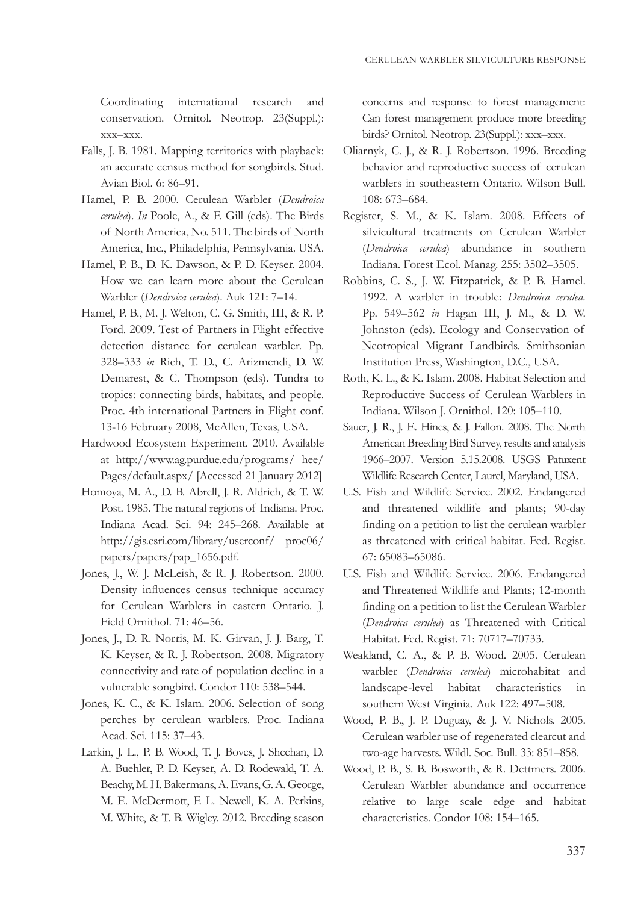Coordinating international research and conservation. Ornitol. Neotrop. 23(Suppl.): xxx–xxx.

Falls, J. B. 1981. Mapping territories with playback: an accurate census method for songbirds. Stud. Avian Biol. 6: 86–91.

Hamel, P. B. 2000. Cerulean Warbler (*Dendroica cerulea*). *In* Poole, A., & F. Gill (eds). The Birds of North America, No. 511. The birds of North America, Inc., Philadelphia, Pennsylvania, USA.

Hamel, P. B., D. K. Dawson, & P. D. Keyser. 2004. How we can learn more about the Cerulean Warbler (*Dendroica cerulea*). Auk 121: 7–14.

Hamel, P. B., M. J. Welton, C. G. Smith, III, & R. P. Ford. 2009. Test of Partners in Flight effective detection distance for cerulean warbler. Pp. 328–333 *in* Rich, T. D., C. Arizmendi, D. W. Demarest, & C. Thompson (eds). Tundra to tropics: connecting birds, habitats, and people. Proc. 4th international Partners in Flight conf. 13-16 February 2008, McAllen, Texas, USA.

Hardwood Ecosystem Experiment. 2010. Available at http://www.ag.purdue.edu/programs/ hee/ Pages/default.aspx/ [Accessed 21 January 2012]

Homoya, M. A., D. B. Abrell, J. R. Aldrich, & T. W. Post. 1985. The natural regions of Indiana. Proc. Indiana Acad. Sci. 94: 245–268. Available at http://gis.esri.com/library/userconf/ proc06/ papers/papers/pap_1656.pdf.

Jones, J., W. J. McLeish, & R. J. Robertson. 2000. Density influences census technique accuracy for Cerulean Warblers in eastern Ontario. J. Field Ornithol. 71: 46–56.

Jones, J., D. R. Norris, M. K. Girvan, J. J. Barg, T. K. Keyser, & R. J. Robertson. 2008. Migratory connectivity and rate of population decline in a vulnerable songbird. Condor 110: 538–544.

Jones, K. C., & K. Islam. 2006. Selection of song perches by cerulean warblers. Proc. Indiana Acad. Sci. 115: 37–43.

Larkin, J. L., P. B. Wood, T. J. Boves, J. Sheehan, D. A. Buehler, P. D. Keyser, A. D. Rodewald, T. A. Beachy, M. H. Bakermans, A. Evans, G. A. George, M. E. McDermott, F. L. Newell, K. A. Perkins, M. White, & T. B. Wigley. 2012. Breeding season concerns and response to forest management: Can forest management produce more breeding birds? Ornitol. Neotrop. 23(Suppl.): xxx–xxx.

Oliarnyk, C. J., & R. J. Robertson. 1996. Breeding behavior and reproductive success of cerulean warblers in southeastern Ontario. Wilson Bull. 108: 673–684.

Register, S. M., & K. Islam. 2008. Effects of silvicultural treatments on Cerulean Warbler (*Dendroica cerulea*) abundance in southern Indiana. Forest Ecol. Manag. 255: 3502–3505.

Robbins, C. S., J. W. Fitzpatrick, & P. B. Hamel. 1992. A warbler in trouble: *Dendroica cerulea*. Pp. 549–562 *in* Hagan III, J. M., & D. W. Johnston (eds). Ecology and Conservation of Neotropical Migrant Landbirds. Smithsonian Institution Press, Washington, D.C., USA.

Roth, K. L., & K. Islam. 2008. Habitat Selection and Reproductive Success of Cerulean Warblers in Indiana. Wilson J. Ornithol. 120: 105–110.

Sauer, J. R., J. E. Hines, & J. Fallon. 2008. The North American Breeding Bird Survey, results and analysis 1966–2007. Version 5.15.2008. USGS Patuxent Wildlife Research Center, Laurel, Maryland, USA.

U.S. Fish and Wildlife Service. 2002. Endangered and threatened wildlife and plants; 90-day finding on a petition to list the cerulean warbler as threatened with critical habitat. Fed. Regist. 67: 65083–65086.

U.S. Fish and Wildlife Service. 2006. Endangered and Threatened Wildlife and Plants; 12-month finding on a petition to list the Cerulean Warbler (*Dendroica cerulea*) as Threatened with Critical Habitat. Fed. Regist. 71: 70717–70733.

Weakland, C. A., & P. B. Wood. 2005. Cerulean warbler (*Dendroica cerulea*) microhabitat and landscape-level habitat characteristics in southern West Virginia. Auk 122: 497–508.

Wood, P. B., J. P. Duguay, & J. V. Nichols. 2005. Cerulean warbler use of regenerated clearcut and two-age harvests. Wildl. Soc. Bull. 33: 851–858.

Wood, P. B., S. B. Bosworth, & R. Dettmers. 2006. Cerulean Warbler abundance and occurrence relative to large scale edge and habitat characteristics. Condor 108: 154–165.